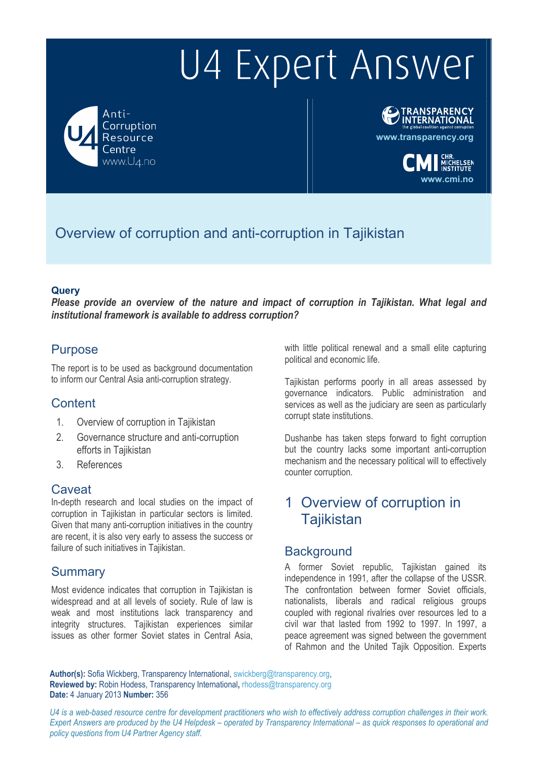# U4 Expert Answer

Anti-Corruption Resource Centre
www.U4.no

TRANSPARENCY INTERNATIONAL
the global coalition against corruption
www.transparency.org

CMI CHR. MICHELSEN INSTITUTE
www.cmi.no

## Overview of corruption and anti-corruption in Tajikistan

**Query**

***Please provide an overview of the nature and impact of corruption in Tajikistan. What legal and institutional framework is available to address corruption?***

## Purpose

The report is to be used as background documentation to inform our Central Asia anti-corruption strategy.

## Content

1. Overview of corruption in Tajikistan
2. Governance structure and anti-corruption efforts in Tajikistan
3. References

## Caveat

In-depth research and local studies on the impact of corruption in Tajikistan in particular sectors is limited. Given that many anti-corruption initiatives in the country are recent, it is also very early to assess the success or failure of such initiatives in Tajikistan.

## Summary

Most evidence indicates that corruption in Tajikistan is widespread and at all levels of society. Rule of law is weak and most institutions lack transparency and integrity structures. Tajikistan experiences similar issues as other former Soviet states in Central Asia, with little political renewal and a small elite capturing political and economic life.

Tajikistan performs poorly in all areas assessed by governance indicators. Public administration and services as well as the judiciary are seen as particularly corrupt state institutions.

Dushanbe has taken steps forward to fight corruption but the country lacks some important anti-corruption mechanism and the necessary political will to effectively counter corruption.

## 1 Overview of corruption in Tajikistan

### Background

A former Soviet republic, Tajikistan gained its independence in 1991, after the collapse of the USSR. The confrontation between former Soviet officials, nationalists, liberals and radical religious groups coupled with regional rivalries over resources led to a civil war that lasted from 1992 to 1997. In 1997, a peace agreement was signed between the government of Rahmon and the United Tajik Opposition. Experts

**Author(s):** Sofia Wickberg, Transparency International, swickberg@transparency.org,
**Reviewed by:** Robin Hodess, Transparency International, rhodess@transparency.org
**Date:** 4 January 2013 **Number:** 356

*U4 is a web-based resource centre for development practitioners who wish to effectively address corruption challenges in their work. Expert Answers are produced by the U4 Helpdesk – operated by Transparency International – as quick responses to operational and policy questions from U4 Partner Agency staff.*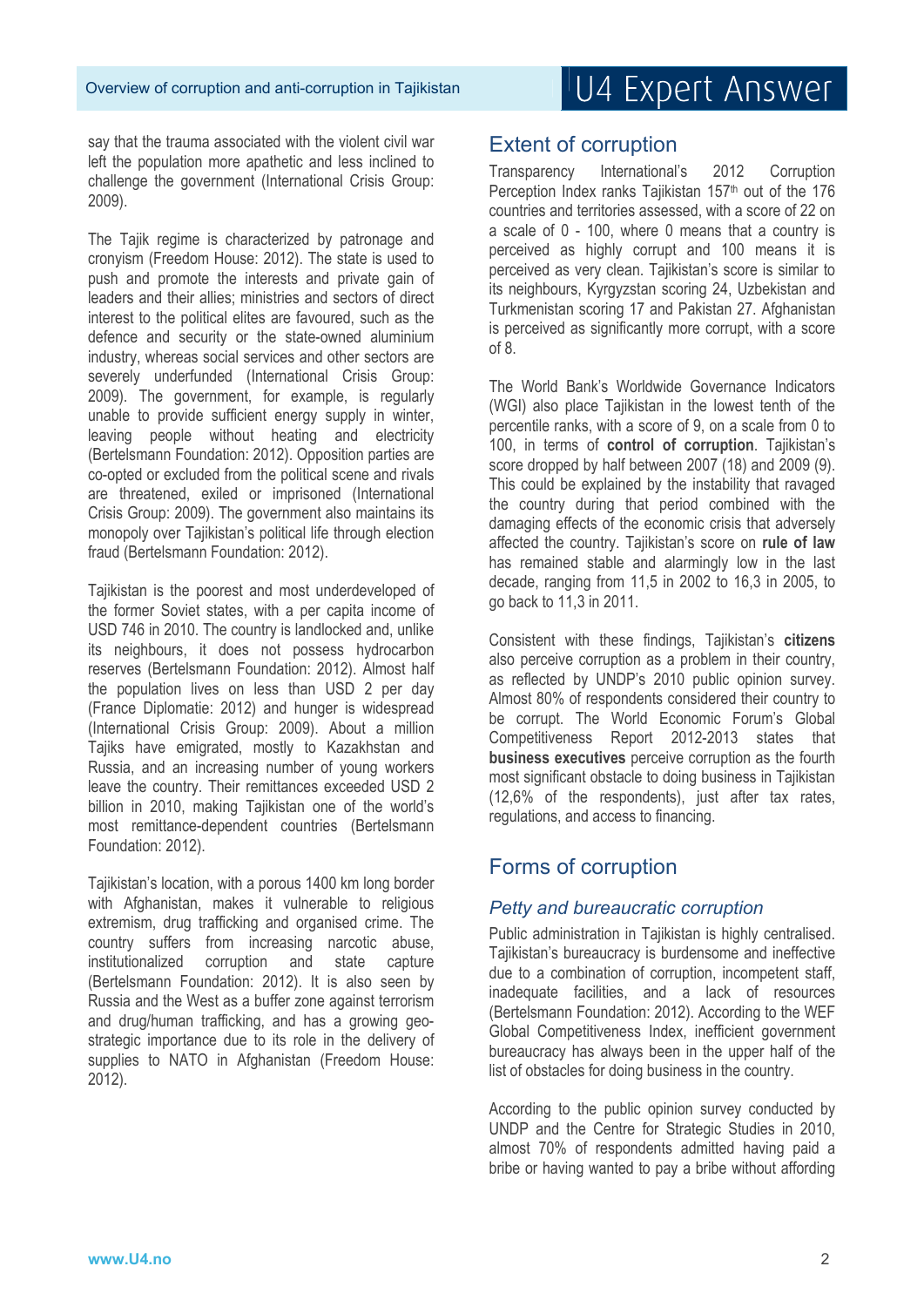say that the trauma associated with the violent civil war left the population more apathetic and less inclined to challenge the government (International Crisis Group: 2009).

The Tajik regime is characterized by patronage and cronyism (Freedom House: 2012). The state is used to push and promote the interests and private gain of leaders and their allies; ministries and sectors of direct interest to the political elites are favoured, such as the defence and security or the state-owned aluminium industry, whereas social services and other sectors are severely underfunded (International Crisis Group: 2009). The government, for example, is regularly unable to provide sufficient energy supply in winter, leaving people without heating and electricity (Bertelsmann Foundation: 2012). Opposition parties are co-opted or excluded from the political scene and rivals are threatened, exiled or imprisoned (International Crisis Group: 2009). The government also maintains its monopoly over Tajikistan's political life through election fraud (Bertelsmann Foundation: 2012).

Tajikistan is the poorest and most underdeveloped of the former Soviet states, with a per capita income of USD 746 in 2010. The country is landlocked and, unlike its neighbours, it does not possess hydrocarbon reserves (Bertelsmann Foundation: 2012). Almost half the population lives on less than USD 2 per day (France Diplomatie: 2012) and hunger is widespread (International Crisis Group: 2009). About a million Tajiks have emigrated, mostly to Kazakhstan and Russia, and an increasing number of young workers leave the country. Their remittances exceeded USD 2 billion in 2010, making Tajikistan one of the world's most remittance-dependent countries (Bertelsmann Foundation: 2012).

Tajikistan's location, with a porous 1400 km long border with Afghanistan, makes it vulnerable to religious extremism, drug trafficking and organised crime. The country suffers from increasing narcotic abuse, institutionalized corruption and state capture (Bertelsmann Foundation: 2012). It is also seen by Russia and the West as a buffer zone against terrorism and drug/human trafficking, and has a growing geo-strategic importance due to its role in the delivery of supplies to NATO in Afghanistan (Freedom House: 2012).

## Extent of corruption

Transparency International's 2012 Corruption Perception Index ranks Tajikistan 157th out of the 176 countries and territories assessed, with a score of 22 on a scale of 0 - 100, where 0 means that a country is perceived as highly corrupt and 100 means it is perceived as very clean. Tajikistan's score is similar to its neighbours, Kyrgyzstan scoring 24, Uzbekistan and Turkmenistan scoring 17 and Pakistan 27. Afghanistan is perceived as significantly more corrupt, with a score of 8.

The World Bank's Worldwide Governance Indicators (WGI) also place Tajikistan in the lowest tenth of the percentile ranks, with a score of 9, on a scale from 0 to 100, in terms of **control of corruption**. Tajikistan's score dropped by half between 2007 (18) and 2009 (9). This could be explained by the instability that ravaged the country during that period combined with the damaging effects of the economic crisis that adversely affected the country. Tajikistan's score on **rule of law** has remained stable and alarmingly low in the last decade, ranging from 11,5 in 2002 to 16,3 in 2005, to go back to 11,3 in 2011.

Consistent with these findings, Tajikistan's **citizens** also perceive corruption as a problem in their country, as reflected by UNDP's 2010 public opinion survey. Almost 80% of respondents considered their country to be corrupt. The World Economic Forum's Global Competitiveness Report 2012-2013 states that **business executives** perceive corruption as the fourth most significant obstacle to doing business in Tajikistan (12,6% of the respondents), just after tax rates, regulations, and access to financing.

## Forms of corruption

### *Petty and bureaucratic corruption*

Public administration in Tajikistan is highly centralised. Tajikistan's bureaucracy is burdensome and ineffective due to a combination of corruption, incompetent staff, inadequate facilities, and a lack of resources (Bertelsmann Foundation: 2012). According to the WEF Global Competitiveness Index, inefficient government bureaucracy has always been in the upper half of the list of obstacles for doing business in the country.

According to the public opinion survey conducted by UNDP and the Centre for Strategic Studies in 2010, almost 70% of respondents admitted having paid a bribe or having wanted to pay a bribe without affording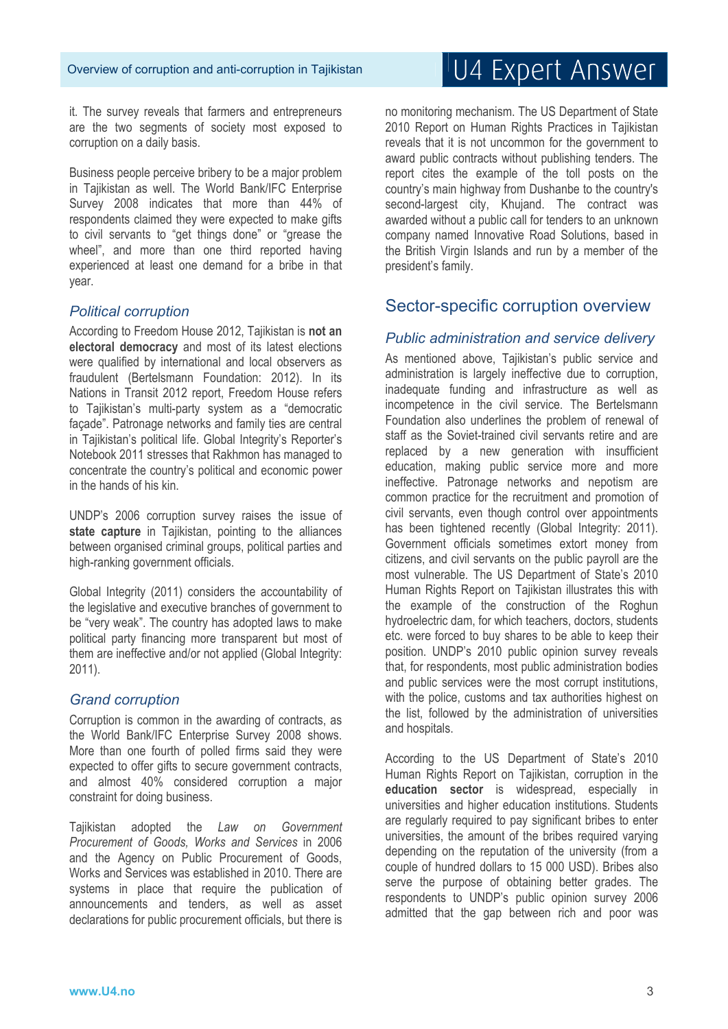it. The survey reveals that farmers and entrepreneurs are the two segments of society most exposed to corruption on a daily basis.

Business people perceive bribery to be a major problem in Tajikistan as well. The World Bank/IFC Enterprise Survey 2008 indicates that more than 44% of respondents claimed they were expected to make gifts to civil servants to "get things done" or "grease the wheel", and more than one third reported having experienced at least one demand for a bribe in that year.

### *Political corruption*

According to Freedom House 2012, Tajikistan is **not an electoral democracy** and most of its latest elections were qualified by international and local observers as fraudulent (Bertelsmann Foundation: 2012). In its Nations in Transit 2012 report, Freedom House refers to Tajikistan's multi-party system as a "democratic façade". Patronage networks and family ties are central in Tajikistan's political life. Global Integrity's Reporter's Notebook 2011 stresses that Rakhmon has managed to concentrate the country's political and economic power in the hands of his kin.

UNDP's 2006 corruption survey raises the issue of **state capture** in Tajikistan, pointing to the alliances between organised criminal groups, political parties and high-ranking government officials.

Global Integrity (2011) considers the accountability of the legislative and executive branches of government to be "very weak". The country has adopted laws to make political party financing more transparent but most of them are ineffective and/or not applied (Global Integrity: 2011).

### *Grand corruption*

Corruption is common in the awarding of contracts, as the World Bank/IFC Enterprise Survey 2008 shows. More than one fourth of polled firms said they were expected to offer gifts to secure government contracts, and almost 40% considered corruption a major constraint for doing business.

Tajikistan adopted the *Law on Government Procurement of Goods, Works and Services* in 2006 and the Agency on Public Procurement of Goods, Works and Services was established in 2010. There are systems in place that require the publication of announcements and tenders, as well as asset declarations for public procurement officials, but there is no monitoring mechanism. The US Department of State 2010 Report on Human Rights Practices in Tajikistan reveals that it is not uncommon for the government to award public contracts without publishing tenders. The report cites the example of the toll posts on the country's main highway from Dushanbe to the country's second-largest city, Khujand. The contract was awarded without a public call for tenders to an unknown company named Innovative Road Solutions, based in the British Virgin Islands and run by a member of the president's family.

## Sector-specific corruption overview

### *Public administration and service delivery*

As mentioned above, Tajikistan's public service and administration is largely ineffective due to corruption, inadequate funding and infrastructure as well as incompetence in the civil service. The Bertelsmann Foundation also underlines the problem of renewal of staff as the Soviet-trained civil servants retire and are replaced by a new generation with insufficient education, making public service more and more ineffective. Patronage networks and nepotism are common practice for the recruitment and promotion of civil servants, even though control over appointments has been tightened recently (Global Integrity: 2011). Government officials sometimes extort money from citizens, and civil servants on the public payroll are the most vulnerable. The US Department of State's 2010 Human Rights Report on Tajikistan illustrates this with the example of the construction of the Roghun hydroelectric dam, for which teachers, doctors, students etc. were forced to buy shares to be able to keep their position. UNDP's 2010 public opinion survey reveals that, for respondents, most public administration bodies and public services were the most corrupt institutions, with the police, customs and tax authorities highest on the list, followed by the administration of universities and hospitals.

According to the US Department of State's 2010 Human Rights Report on Tajikistan, corruption in the **education sector** is widespread, especially in universities and higher education institutions. Students are regularly required to pay significant bribes to enter universities, the amount of the bribes required varying depending on the reputation of the university (from a couple of hundred dollars to 15 000 USD). Bribes also serve the purpose of obtaining better grades. The respondents to UNDP's public opinion survey 2006 admitted that the gap between rich and poor was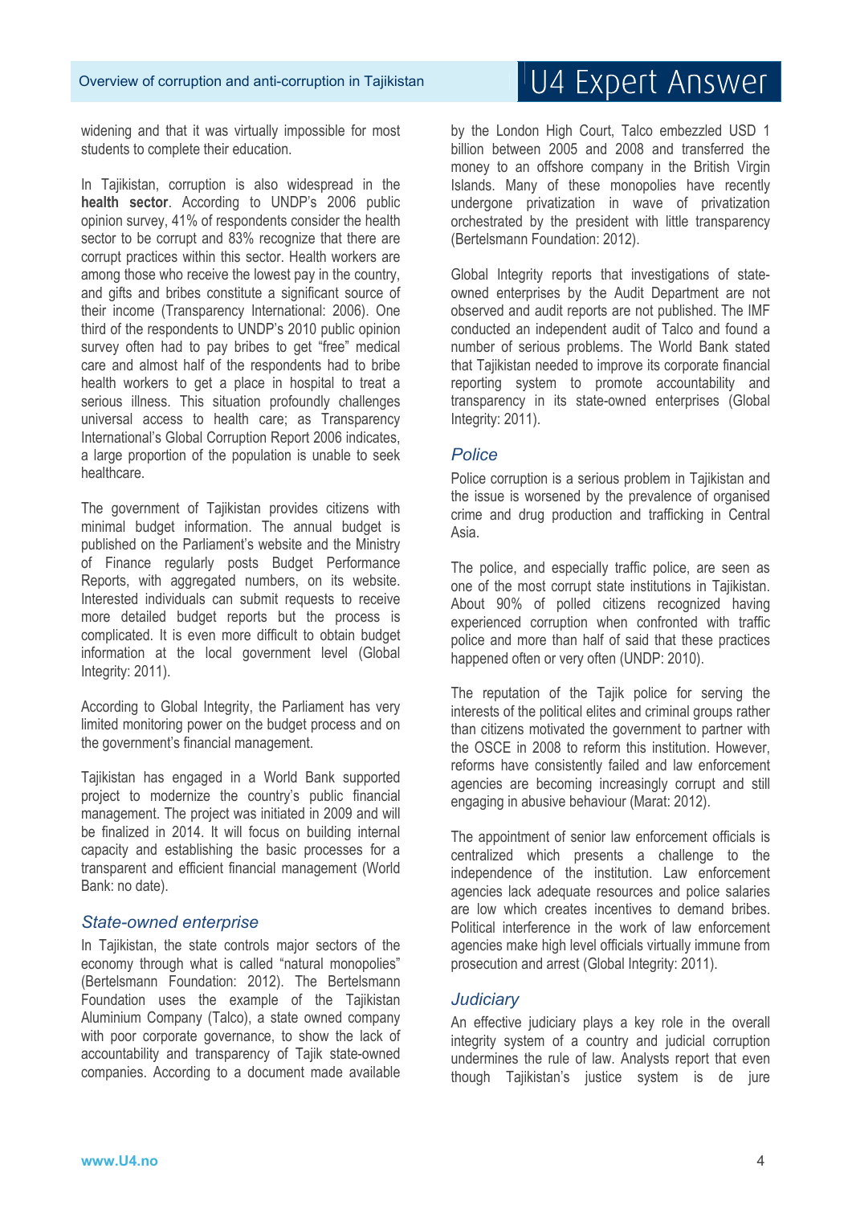widening and that it was virtually impossible for most students to complete their education.

In Tajikistan, corruption is also widespread in the **health sector**. According to UNDP's 2006 public opinion survey, 41% of respondents consider the health sector to be corrupt and 83% recognize that there are corrupt practices within this sector. Health workers are among those who receive the lowest pay in the country, and gifts and bribes constitute a significant source of their income (Transparency International: 2006). One third of the respondents to UNDP's 2010 public opinion survey often had to pay bribes to get "free" medical care and almost half of the respondents had to bribe health workers to get a place in hospital to treat a serious illness. This situation profoundly challenges universal access to health care; as Transparency International's Global Corruption Report 2006 indicates, a large proportion of the population is unable to seek healthcare.

The government of Tajikistan provides citizens with minimal budget information. The annual budget is published on the Parliament's website and the Ministry of Finance regularly posts Budget Performance Reports, with aggregated numbers, on its website. Interested individuals can submit requests to receive more detailed budget reports but the process is complicated. It is even more difficult to obtain budget information at the local government level (Global Integrity: 2011).

According to Global Integrity, the Parliament has very limited monitoring power on the budget process and on the government's financial management.

Tajikistan has engaged in a World Bank supported project to modernize the country's public financial management. The project was initiated in 2009 and will be finalized in 2014. It will focus on building internal capacity and establishing the basic processes for a transparent and efficient financial management (World Bank: no date).

### *State-owned enterprise*

In Tajikistan, the state controls major sectors of the economy through what is called "natural monopolies" (Bertelsmann Foundation: 2012). The Bertelsmann Foundation uses the example of the Tajikistan Aluminium Company (Talco), a state owned company with poor corporate governance, to show the lack of accountability and transparency of Tajik state-owned companies. According to a document made available by the London High Court, Talco embezzled USD 1 billion between 2005 and 2008 and transferred the money to an offshore company in the British Virgin Islands. Many of these monopolies have recently undergone privatization in wave of privatization orchestrated by the president with little transparency (Bertelsmann Foundation: 2012).

Global Integrity reports that investigations of state-owned enterprises by the Audit Department are not observed and audit reports are not published. The IMF conducted an independent audit of Talco and found a number of serious problems. The World Bank stated that Tajikistan needed to improve its corporate financial reporting system to promote accountability and transparency in its state-owned enterprises (Global Integrity: 2011).

### *Police*

Police corruption is a serious problem in Tajikistan and the issue is worsened by the prevalence of organised crime and drug production and trafficking in Central Asia.

The police, and especially traffic police, are seen as one of the most corrupt state institutions in Tajikistan. About 90% of polled citizens recognized having experienced corruption when confronted with traffic police and more than half of said that these practices happened often or very often (UNDP: 2010).

The reputation of the Tajik police for serving the interests of the political elites and criminal groups rather than citizens motivated the government to partner with the OSCE in 2008 to reform this institution. However, reforms have consistently failed and law enforcement agencies are becoming increasingly corrupt and still engaging in abusive behaviour (Marat: 2012).

The appointment of senior law enforcement officials is centralized which presents a challenge to the independence of the institution. Law enforcement agencies lack adequate resources and police salaries are low which creates incentives to demand bribes. Political interference in the work of law enforcement agencies make high level officials virtually immune from prosecution and arrest (Global Integrity: 2011).

### *Judiciary*

An effective judiciary plays a key role in the overall integrity system of a country and judicial corruption undermines the rule of law. Analysts report that even though Tajikistan's justice system is de jure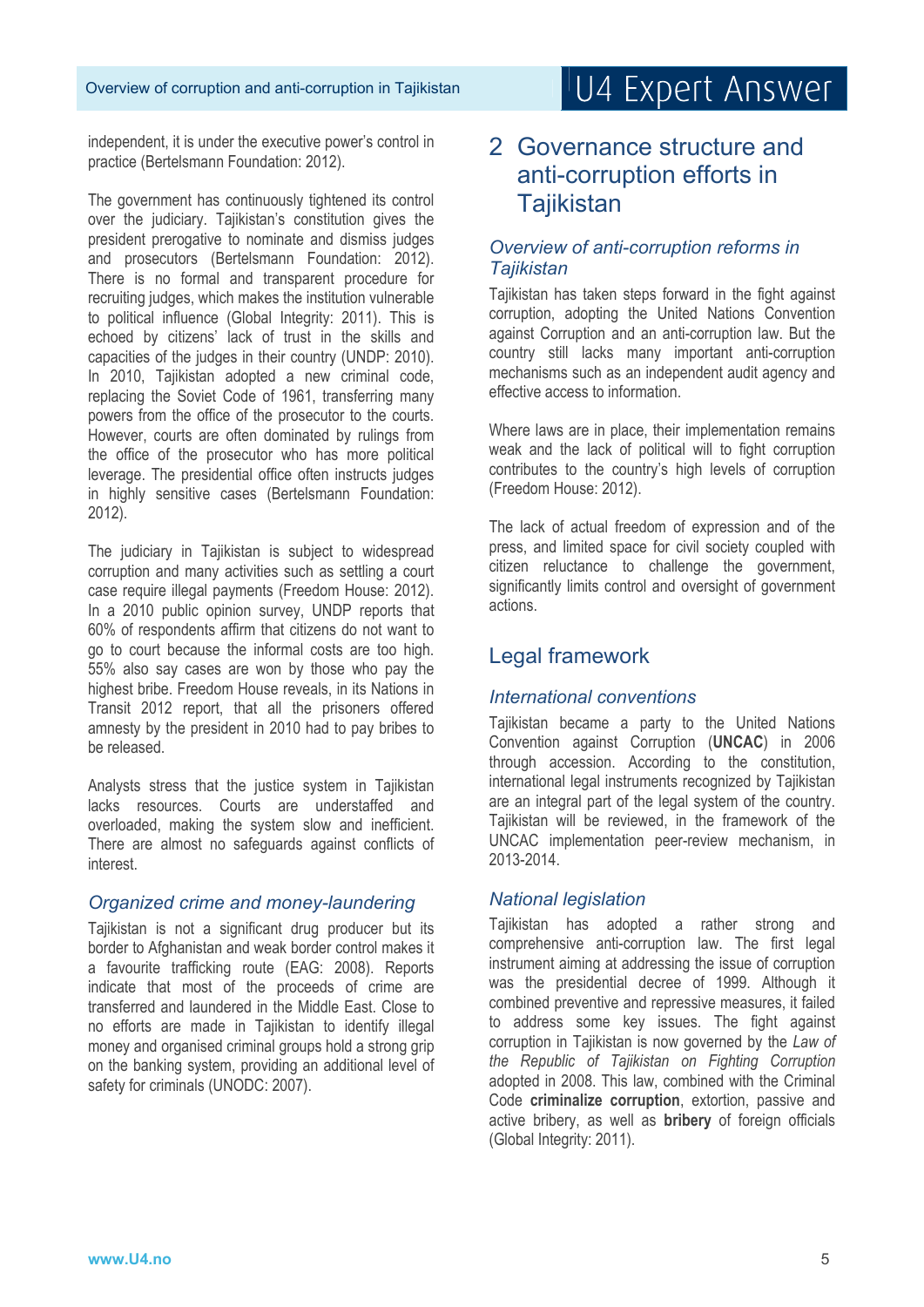independent, it is under the executive power's control in practice (Bertelsmann Foundation: 2012).

The government has continuously tightened its control over the judiciary. Tajikistan's constitution gives the president prerogative to nominate and dismiss judges and prosecutors (Bertelsmann Foundation: 2012). There is no formal and transparent procedure for recruiting judges, which makes the institution vulnerable to political influence (Global Integrity: 2011). This is echoed by citizens' lack of trust in the skills and capacities of the judges in their country (UNDP: 2010). In 2010, Tajikistan adopted a new criminal code, replacing the Soviet Code of 1961, transferring many powers from the office of the prosecutor to the courts. However, courts are often dominated by rulings from the office of the prosecutor who has more political leverage. The presidential office often instructs judges in highly sensitive cases (Bertelsmann Foundation: 2012).

The judiciary in Tajikistan is subject to widespread corruption and many activities such as settling a court case require illegal payments (Freedom House: 2012). In a 2010 public opinion survey, UNDP reports that 60% of respondents affirm that citizens do not want to go to court because the informal costs are too high. 55% also say cases are won by those who pay the highest bribe. Freedom House reveals, in its Nations in Transit 2012 report, that all the prisoners offered amnesty by the president in 2010 had to pay bribes to be released.

Analysts stress that the justice system in Tajikistan lacks resources. Courts are understaffed and overloaded, making the system slow and inefficient. There are almost no safeguards against conflicts of interest.

### *Organized crime and money-laundering*

Tajikistan is not a significant drug producer but its border to Afghanistan and weak border control makes it a favourite trafficking route (EAG: 2008). Reports indicate that most of the proceeds of crime are transferred and laundered in the Middle East. Close to no efforts are made in Tajikistan to identify illegal money and organised criminal groups hold a strong grip on the banking system, providing an additional level of safety for criminals (UNODC: 2007).

# 2 Governance structure and anti-corruption efforts in Tajikistan

### *Overview of anti-corruption reforms in Tajikistan*

Tajikistan has taken steps forward in the fight against corruption, adopting the United Nations Convention against Corruption and an anti-corruption law. But the country still lacks many important anti-corruption mechanisms such as an independent audit agency and effective access to information.

Where laws are in place, their implementation remains weak and the lack of political will to fight corruption contributes to the country's high levels of corruption (Freedom House: 2012).

The lack of actual freedom of expression and of the press, and limited space for civil society coupled with citizen reluctance to challenge the government, significantly limits control and oversight of government actions.

## Legal framework

### *International conventions*

Tajikistan became a party to the United Nations Convention against Corruption (**UNCAC**) in 2006 through accession. According to the constitution, international legal instruments recognized by Tajikistan are an integral part of the legal system of the country. Tajikistan will be reviewed, in the framework of the UNCAC implementation peer-review mechanism, in 2013-2014.

### *National legislation*

Tajikistan has adopted a rather strong and comprehensive anti-corruption law. The first legal instrument aiming at addressing the issue of corruption was the presidential decree of 1999. Although it combined preventive and repressive measures, it failed to address some key issues. The fight against corruption in Tajikistan is now governed by the *Law of the Republic of Tajikistan on Fighting Corruption* adopted in 2008. This law, combined with the Criminal Code **criminalize corruption**, extortion, passive and active bribery, as well as **bribery** of foreign officials (Global Integrity: 2011).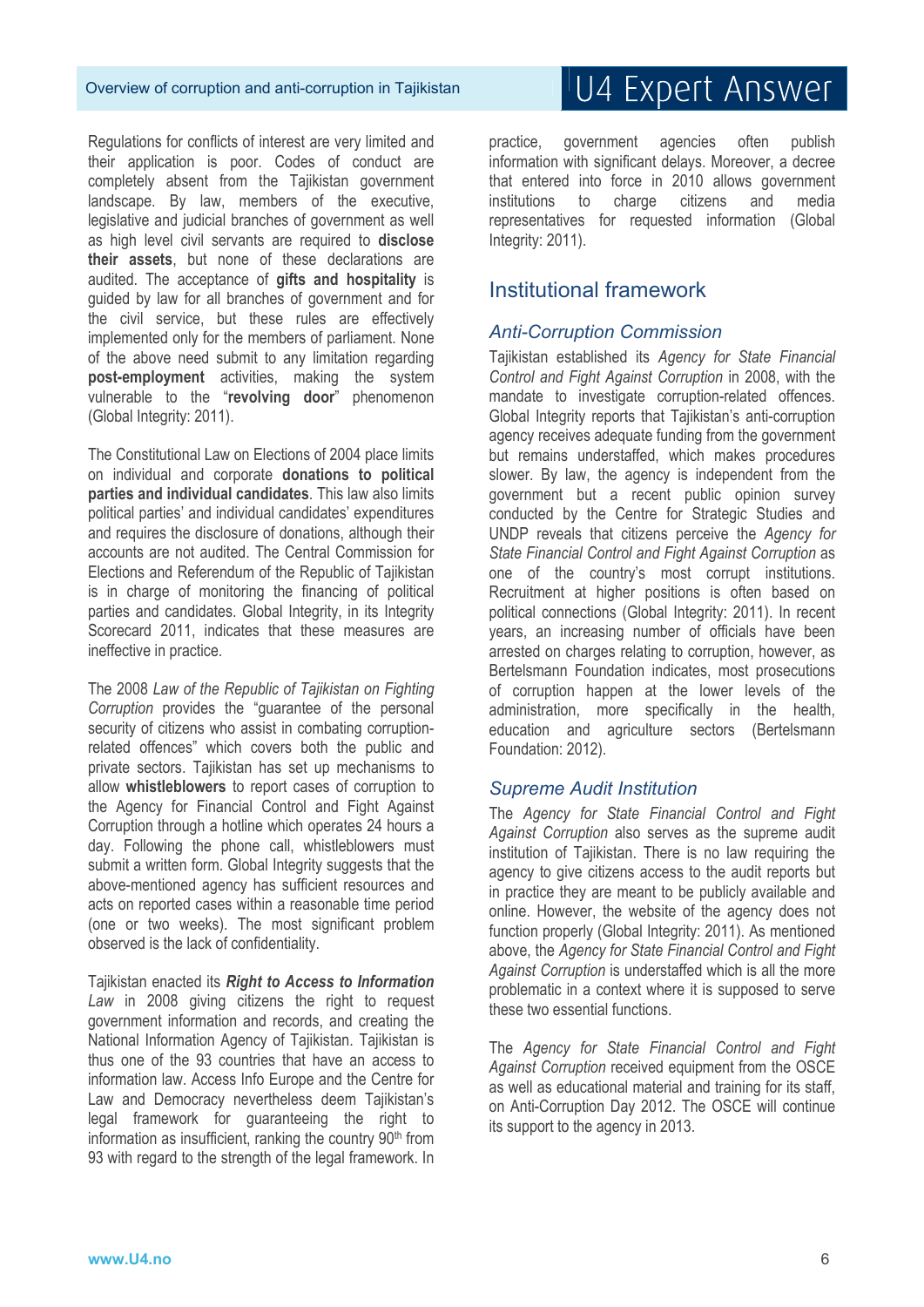Regulations for conflicts of interest are very limited and their application is poor. Codes of conduct are completely absent from the Tajikistan government landscape. By law, members of the executive, legislative and judicial branches of government as well as high level civil servants are required to **disclose their assets**, but none of these declarations are audited. The acceptance of **gifts and hospitality** is guided by law for all branches of government and for the civil service, but these rules are effectively implemented only for the members of parliament. None of the above need submit to any limitation regarding **post-employment** activities, making the system vulnerable to the "**revolving door**" phenomenon (Global Integrity: 2011).

The Constitutional Law on Elections of 2004 place limits on individual and corporate **donations to political parties and individual candidates**. This law also limits political parties' and individual candidates' expenditures and requires the disclosure of donations, although their accounts are not audited. The Central Commission for Elections and Referendum of the Republic of Tajikistan is in charge of monitoring the financing of political parties and candidates. Global Integrity, in its Integrity Scorecard 2011, indicates that these measures are ineffective in practice.

The 2008 *Law of the Republic of Tajikistan on Fighting Corruption* provides the "guarantee of the personal security of citizens who assist in combating corruption-related offences" which covers both the public and private sectors. Tajikistan has set up mechanisms to allow **whistleblowers** to report cases of corruption to the Agency for Financial Control and Fight Against Corruption through a hotline which operates 24 hours a day. Following the phone call, whistleblowers must submit a written form. Global Integrity suggests that the above-mentioned agency has sufficient resources and acts on reported cases within a reasonable time period (one or two weeks). The most significant problem observed is the lack of confidentiality.

Tajikistan enacted its ***Right to Access to Information** Law* in 2008 giving citizens the right to request government information and records, and creating the National Information Agency of Tajikistan. Tajikistan is thus one of the 93 countries that have an access to information law. Access Info Europe and the Centre for Law and Democracy nevertheless deem Tajikistan's legal framework for guaranteeing the right to information as insufficient, ranking the country 90th from 93 with regard to the strength of the legal framework. In practice, government agencies often publish information with significant delays. Moreover, a decree that entered into force in 2010 allows government institutions to charge citizens and media representatives for requested information (Global Integrity: 2011).

## Institutional framework

### *Anti-Corruption Commission*

Tajikistan established its *Agency for State Financial Control and Fight Against Corruption* in 2008, with the mandate to investigate corruption-related offences. Global Integrity reports that Tajikistan's anti-corruption agency receives adequate funding from the government but remains understaffed, which makes procedures slower. By law, the agency is independent from the government but a recent public opinion survey conducted by the Centre for Strategic Studies and UNDP reveals that citizens perceive the *Agency for State Financial Control and Fight Against Corruption* as one of the country's most corrupt institutions. Recruitment at higher positions is often based on political connections (Global Integrity: 2011). In recent years, an increasing number of officials have been arrested on charges relating to corruption, however, as Bertelsmann Foundation indicates, most prosecutions of corruption happen at the lower levels of the administration, more specifically in the health, education and agriculture sectors (Bertelsmann Foundation: 2012).

### *Supreme Audit Institution*

The *Agency for State Financial Control and Fight Against Corruption* also serves as the supreme audit institution of Tajikistan. There is no law requiring the agency to give citizens access to the audit reports but in practice they are meant to be publicly available and online. However, the website of the agency does not function properly (Global Integrity: 2011). As mentioned above, the *Agency for State Financial Control and Fight Against Corruption* is understaffed which is all the more problematic in a context where it is supposed to serve these two essential functions.

The *Agency for State Financial Control and Fight Against Corruption* received equipment from the OSCE as well as educational material and training for its staff, on Anti-Corruption Day 2012. The OSCE will continue its support to the agency in 2013.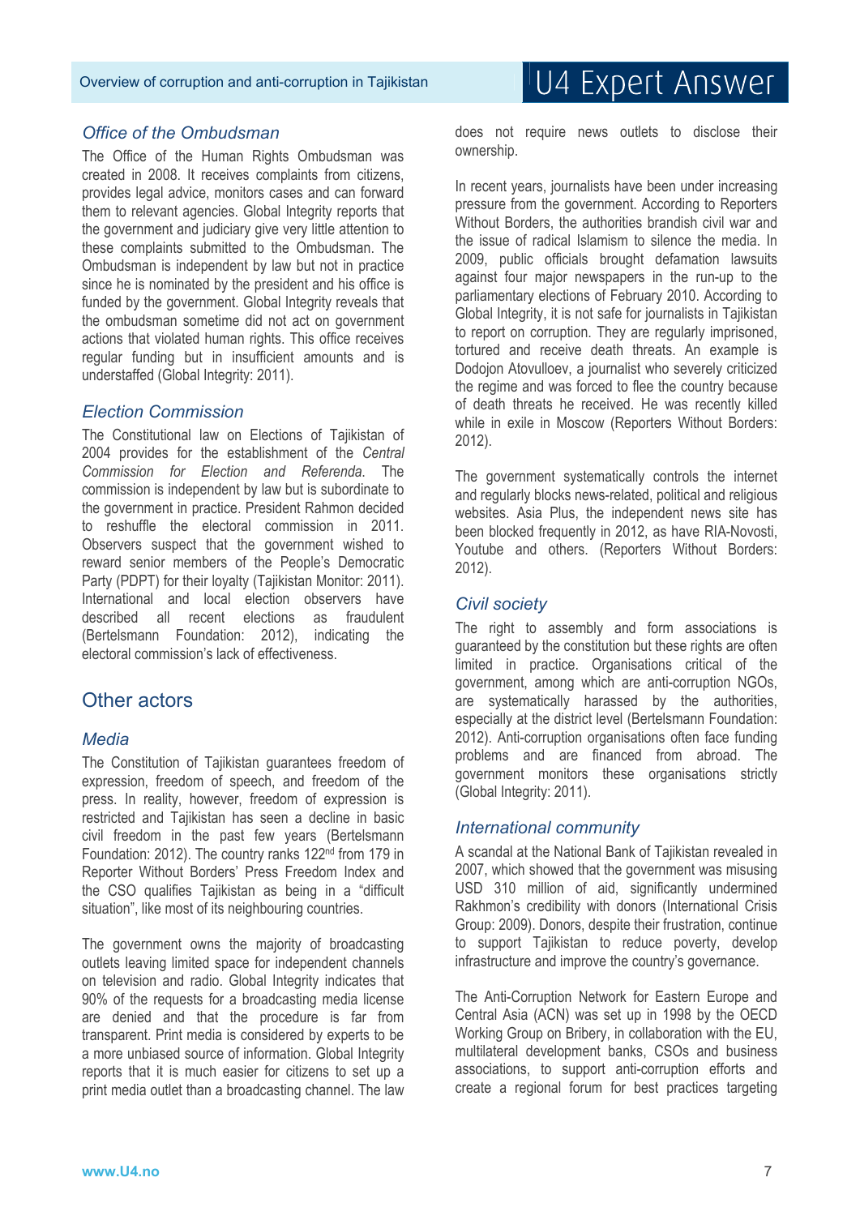### *Office of the Ombudsman*

The Office of the Human Rights Ombudsman was created in 2008. It receives complaints from citizens, provides legal advice, monitors cases and can forward them to relevant agencies. Global Integrity reports that the government and judiciary give very little attention to these complaints submitted to the Ombudsman. The Ombudsman is independent by law but not in practice since he is nominated by the president and his office is funded by the government. Global Integrity reveals that the ombudsman sometime did not act on government actions that violated human rights. This office receives regular funding but in insufficient amounts and is understaffed (Global Integrity: 2011).

### *Election Commission*

The Constitutional law on Elections of Tajikistan of 2004 provides for the establishment of the *Central Commission for Election and Referenda.* The commission is independent by law but is subordinate to the government in practice. President Rahmon decided to reshuffle the electoral commission in 2011. Observers suspect that the government wished to reward senior members of the People's Democratic Party (PDPT) for their loyalty (Tajikistan Monitor: 2011). International and local election observers have described all recent elections as fraudulent (Bertelsmann Foundation: 2012), indicating the electoral commission's lack of effectiveness.

## Other actors

### *Media*

The Constitution of Tajikistan guarantees freedom of expression, freedom of speech, and freedom of the press. In reality, however, freedom of expression is restricted and Tajikistan has seen a decline in basic civil freedom in the past few years (Bertelsmann Foundation: 2012). The country ranks 122nd from 179 in Reporter Without Borders' Press Freedom Index and the CSO qualifies Tajikistan as being in a "difficult situation", like most of its neighbouring countries.

The government owns the majority of broadcasting outlets leaving limited space for independent channels on television and radio. Global Integrity indicates that 90% of the requests for a broadcasting media license are denied and that the procedure is far from transparent. Print media is considered by experts to be a more unbiased source of information. Global Integrity reports that it is much easier for citizens to set up a print media outlet than a broadcasting channel. The law does not require news outlets to disclose their ownership.

In recent years, journalists have been under increasing pressure from the government. According to Reporters Without Borders, the authorities brandish civil war and the issue of radical Islamism to silence the media. In 2009, public officials brought defamation lawsuits against four major newspapers in the run-up to the parliamentary elections of February 2010. According to Global Integrity, it is not safe for journalists in Tajikistan to report on corruption. They are regularly imprisoned, tortured and receive death threats. An example is Dodojon Atovulloev, a journalist who severely criticized the regime and was forced to flee the country because of death threats he received. He was recently killed while in exile in Moscow (Reporters Without Borders: 2012).

The government systematically controls the internet and regularly blocks news-related, political and religious websites. Asia Plus, the independent news site has been blocked frequently in 2012, as have RIA-Novosti, Youtube and others. (Reporters Without Borders: 2012).

### *Civil society*

The right to assembly and form associations is guaranteed by the constitution but these rights are often limited in practice. Organisations critical of the government, among which are anti-corruption NGOs, are systematically harassed by the authorities, especially at the district level (Bertelsmann Foundation: 2012). Anti-corruption organisations often face funding problems and are financed from abroad. The government monitors these organisations strictly (Global Integrity: 2011).

### *International community*

A scandal at the National Bank of Tajikistan revealed in 2007, which showed that the government was misusing USD 310 million of aid, significantly undermined Rakhmon's credibility with donors (International Crisis Group: 2009). Donors, despite their frustration, continue to support Tajikistan to reduce poverty, develop infrastructure and improve the country's governance.

The Anti-Corruption Network for Eastern Europe and Central Asia (ACN) was set up in 1998 by the OECD Working Group on Bribery, in collaboration with the EU, multilateral development banks, CSOs and business associations, to support anti-corruption efforts and create a regional forum for best practices targeting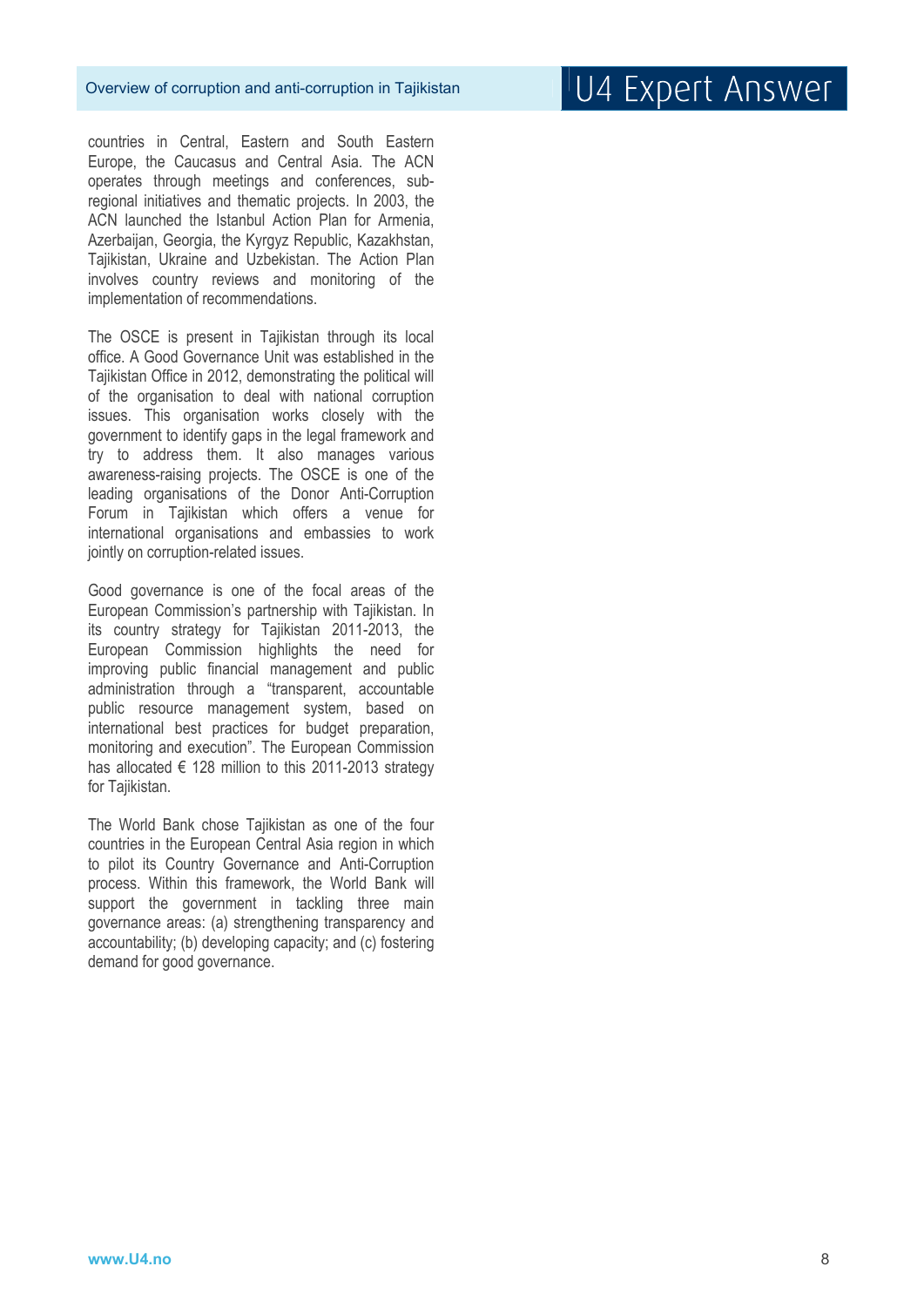countries in Central, Eastern and South Eastern Europe, the Caucasus and Central Asia. The ACN operates through meetings and conferences, sub-regional initiatives and thematic projects. In 2003, the ACN launched the Istanbul Action Plan for Armenia, Azerbaijan, Georgia, the Kyrgyz Republic, Kazakhstan, Tajikistan, Ukraine and Uzbekistan. The Action Plan involves country reviews and monitoring of the implementation of recommendations.

The OSCE is present in Tajikistan through its local office. A Good Governance Unit was established in the Tajikistan Office in 2012, demonstrating the political will of the organisation to deal with national corruption issues. This organisation works closely with the government to identify gaps in the legal framework and try to address them. It also manages various awareness-raising projects. The OSCE is one of the leading organisations of the Donor Anti-Corruption Forum in Tajikistan which offers a venue for international organisations and embassies to work jointly on corruption-related issues.

Good governance is one of the focal areas of the European Commission's partnership with Tajikistan. In its country strategy for Tajikistan 2011-2013, the European Commission highlights the need for improving public financial management and public administration through a "transparent, accountable public resource management system, based on international best practices for budget preparation, monitoring and execution". The European Commission has allocated € 128 million to this 2011-2013 strategy for Tajikistan.

The World Bank chose Tajikistan as one of the four countries in the European Central Asia region in which to pilot its Country Governance and Anti-Corruption process. Within this framework, the World Bank will support the government in tackling three main governance areas: (a) strengthening transparency and accountability; (b) developing capacity; and (c) fostering demand for good governance.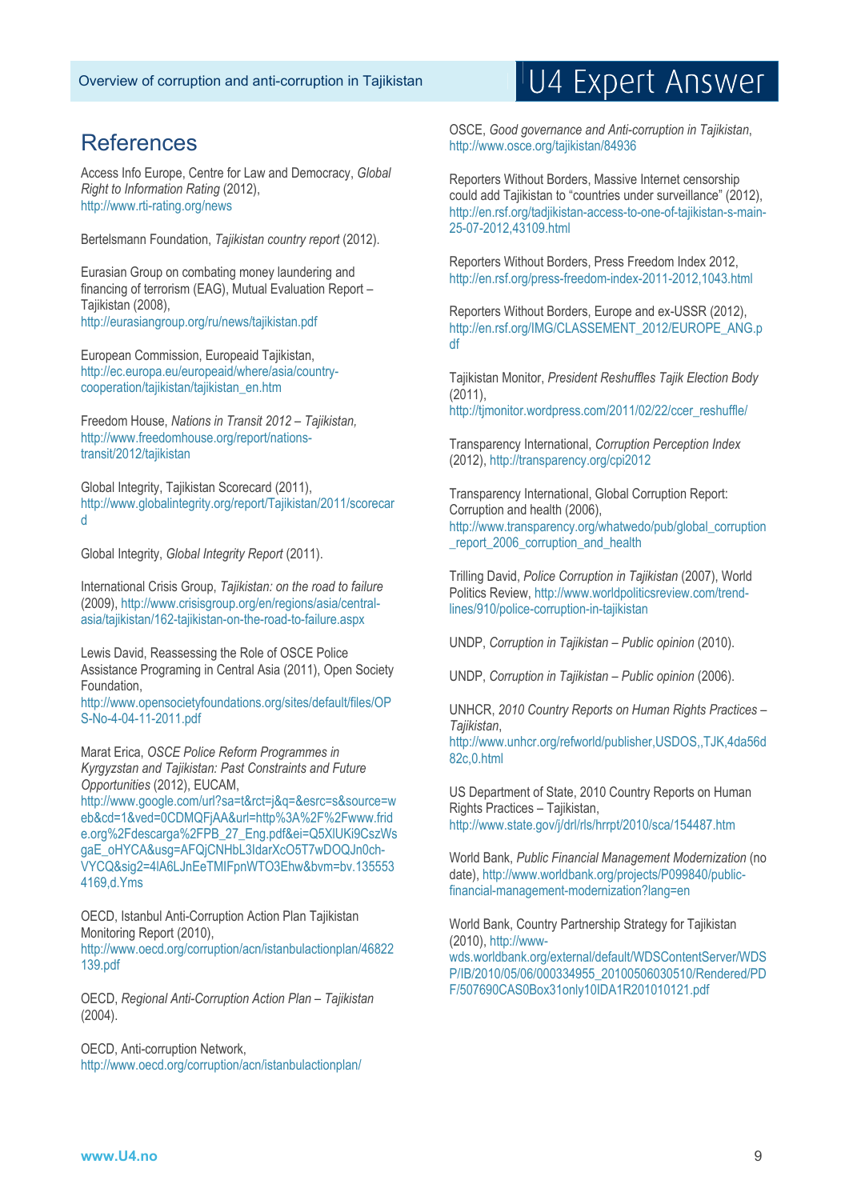## References

Access Info Europe, Centre for Law and Democracy, *Global Right to Information Rating* (2012), http://www.rti-rating.org/news

Bertelsmann Foundation, *Tajikistan country report* (2012).

Eurasian Group on combating money laundering and financing of terrorism (EAG), Mutual Evaluation Report – Tajikistan (2008), http://eurasiangroup.org/ru/news/tajikistan.pdf

European Commission, Europeaid Tajikistan, http://ec.europa.eu/europeaid/where/asia/country-cooperation/tajikistan/tajikistan_en.htm

Freedom House, *Nations in Transit 2012 – Tajikistan,* http://www.freedomhouse.org/report/nations-transit/2012/tajikistan

Global Integrity, Tajikistan Scorecard (2011), http://www.globalintegrity.org/report/Tajikistan/2011/scorecard

Global Integrity, *Global Integrity Report* (2011).

International Crisis Group, *Tajikistan: on the road to failure* (2009), http://www.crisisgroup.org/en/regions/asia/central-asia/tajikistan/162-tajikistan-on-the-road-to-failure.aspx

Lewis David, Reassessing the Role of OSCE Police Assistance Programing in Central Asia (2011), Open Society Foundation, http://www.opensocietyfoundations.org/sites/default/files/OPS-No-4-04-11-2011.pdf

Marat Erica, *OSCE Police Reform Programmes in Kyrgyzstan and Tajikistan: Past Constraints and Future Opportunities* (2012), EUCAM, http://www.google.com/url?sa=t&rct=j&q=&esrc=s&source=web&cd=1&ved=0CDMQFjAA&url=http%3A%2F%2Fwww.fride.org%2Fdescarga%2FPB_27_Eng.pdf&ei=Q5XlUKi9CszWsgaE_oHYCA&usg=AFQjCNHbL3ldarXcO5T7wDOQJn0ch-VYCQ&sig2=4lA6LJnEeTMIFpnWTO3Ehw&bvm=bv.1355534169,d.Yms

OECD, Istanbul Anti-Corruption Action Plan Tajikistan Monitoring Report (2010), http://www.oecd.org/corruption/acn/istanbulactionplan/46822139.pdf

OECD, *Regional Anti-Corruption Action Plan – Tajikistan* (2004).

OECD, Anti-corruption Network, http://www.oecd.org/corruption/acn/istanbulactionplan/

OSCE, *Good governance and Anti-corruption in Tajikistan*, http://www.osce.org/tajikistan/84936

Reporters Without Borders, Massive Internet censorship could add Tajikistan to "countries under surveillance" (2012), http://en.rsf.org/tadjikistan-access-to-one-of-tajikistan-s-main-25-07-2012,43109.html

Reporters Without Borders, Press Freedom Index 2012, http://en.rsf.org/press-freedom-index-2011-2012,1043.html

Reporters Without Borders, Europe and ex-USSR (2012), http://en.rsf.org/IMG/CLASSEMENT_2012/EUROPE_ANG.pdf

Tajikistan Monitor, *President Reshuffles Tajik Election Body* (2011), http://tjmonitor.wordpress.com/2011/02/22/ccer_reshuffle/

Transparency International, *Corruption Perception Index* (2012), http://transparency.org/cpi2012

Transparency International, Global Corruption Report: Corruption and health (2006), http://www.transparency.org/whatwedo/pub/global_corruption_report_2006_corruption_and_health

Trilling David, *Police Corruption in Tajikistan* (2007), World Politics Review, http://www.worldpoliticsreview.com/trend-lines/910/police-corruption-in-tajikistan

UNDP, *Corruption in Tajikistan – Public opinion* (2010).

UNDP, *Corruption in Tajikistan – Public opinion* (2006).

UNHCR, *2010 Country Reports on Human Rights Practices – Tajikistan*, http://www.unhcr.org/refworld/publisher,USDOS,,TJK,4da56d82c,0.html

US Department of State, 2010 Country Reports on Human Rights Practices – Tajikistan, http://www.state.gov/j/drl/rls/hrrpt/2010/sca/154487.htm

World Bank, *Public Financial Management Modernization* (no date), http://www.worldbank.org/projects/P099840/public-financial-management-modernization?lang=en

World Bank, Country Partnership Strategy for Tajikistan (2010), http://www-wds.worldbank.org/external/default/WDSContentServer/WDSP/IB/2010/05/06/000334955_20100506030510/Rendered/PDF/507690CAS0Box31only10IDA1R201010121.pdf